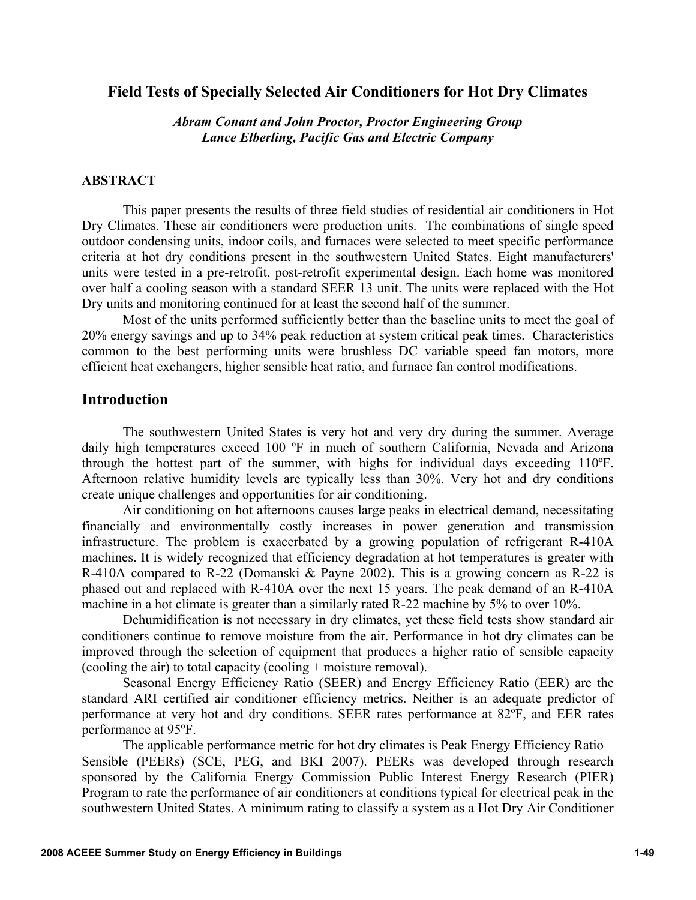# Field Tests of Specially Selected Air Conditioners for Hot Dry Climates

*Abram Conant and John Proctor, Proctor Engineering Group*
*Lance Elberling, Pacific Gas and Electric Company*

## ABSTRACT

This paper presents the results of three field studies of residential air conditioners in Hot Dry Climates. These air conditioners were production units. The combinations of single speed outdoor condensing units, indoor coils, and furnaces were selected to meet specific performance criteria at hot dry conditions present in the southwestern United States. Eight manufacturers' units were tested in a pre-retrofit, post-retrofit experimental design. Each home was monitored over half a cooling season with a standard SEER 13 unit. The units were replaced with the Hot Dry units and monitoring continued for at least the second half of the summer.

Most of the units performed sufficiently better than the baseline units to meet the goal of 20% energy savings and up to 34% peak reduction at system critical peak times. Characteristics common to the best performing units were brushless DC variable speed fan motors, more efficient heat exchangers, higher sensible heat ratio, and furnace fan control modifications.

## Introduction

The southwestern United States is very hot and very dry during the summer. Average daily high temperatures exceed 100 ºF in much of southern California, Nevada and Arizona through the hottest part of the summer, with highs for individual days exceeding 110ºF. Afternoon relative humidity levels are typically less than 30%. Very hot and dry conditions create unique challenges and opportunities for air conditioning.

Air conditioning on hot afternoons causes large peaks in electrical demand, necessitating financially and environmentally costly increases in power generation and transmission infrastructure. The problem is exacerbated by a growing population of refrigerant R-410A machines. It is widely recognized that efficiency degradation at hot temperatures is greater with R-410A compared to R-22 (Domanski & Payne 2002). This is a growing concern as R-22 is phased out and replaced with R-410A over the next 15 years. The peak demand of an R-410A machine in a hot climate is greater than a similarly rated R-22 machine by 5% to over 10%.

Dehumidification is not necessary in dry climates, yet these field tests show standard air conditioners continue to remove moisture from the air. Performance in hot dry climates can be improved through the selection of equipment that produces a higher ratio of sensible capacity (cooling the air) to total capacity (cooling + moisture removal).

Seasonal Energy Efficiency Ratio (SEER) and Energy Efficiency Ratio (EER) are the standard ARI certified air conditioner efficiency metrics. Neither is an adequate predictor of performance at very hot and dry conditions. SEER rates performance at 82ºF, and EER rates performance at 95ºF.

The applicable performance metric for hot dry climates is Peak Energy Efficiency Ratio – Sensible (PEERs) (SCE, PEG, and BKI 2007). PEERs was developed through research sponsored by the California Energy Commission Public Interest Energy Research (PIER) Program to rate the performance of air conditioners at conditions typical for electrical peak in the southwestern United States. A minimum rating to classify a system as a Hot Dry Air Conditioner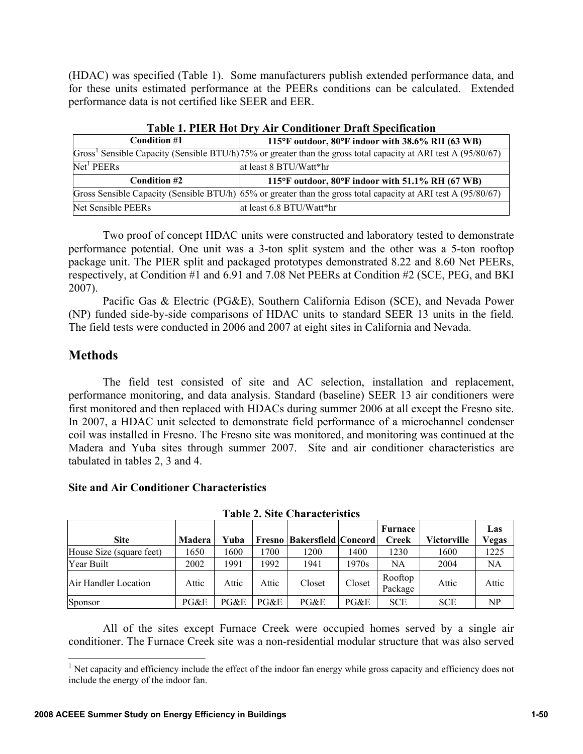(HDAC) was specified (Table 1). Some manufacturers publish extended performance data, and for these units estimated performance at the PEERs conditions can be calculated. Extended performance data is not certified like SEER and EER.

**Table 1. PIER Hot Dry Air Conditioner Draft Specification**

| Condition #1 | 115°F outdoor, 80°F indoor with 38.6% RH (63 WB) |
|---|---|
| Gross[1] Sensible Capacity (Sensible BTU/h) | 75% or greater than the gross total capacity at ARI test A (95/80/67) |
| Net[1] PEERs | at least 8 BTU/Watt*hr |
| **Condition #2** | **115°F outdoor, 80°F indoor with 51.1% RH (67 WB)** |
| Gross Sensible Capacity (Sensible BTU/h) | 65% or greater than the gross total capacity at ARI test A (95/80/67) |
| Net Sensible PEERs | at least 6.8 BTU/Watt*hr |

Two proof of concept HDAC units were constructed and laboratory tested to demonstrate performance potential. One unit was a 3-ton split system and the other was a 5-ton rooftop package unit. The PIER split and packaged prototypes demonstrated 8.22 and 8.60 Net PEERs, respectively, at Condition #1 and 6.91 and 7.08 Net PEERs at Condition #2 (SCE, PEG, and BKI 2007).

Pacific Gas & Electric (PG&E), Southern California Edison (SCE), and Nevada Power (NP) funded side-by-side comparisons of HDAC units to standard SEER 13 units in the field. The field tests were conducted in 2006 and 2007 at eight sites in California and Nevada.

## Methods

The field test consisted of site and AC selection, installation and replacement, performance monitoring, and data analysis. Standard (baseline) SEER 13 air conditioners were first monitored and then replaced with HDACs during summer 2006 at all except the Fresno site. In 2007, a HDAC unit selected to demonstrate field performance of a microchannel condenser coil was installed in Fresno. The Fresno site was monitored, and monitoring was continued at the Madera and Yuba sites through summer 2007. Site and air conditioner characteristics are tabulated in tables 2, 3 and 4.

### Site and Air Conditioner Characteristics

**Table 2. Site Characteristics**

| Site | Madera | Yuba | Fresno | Bakersfield | Concord | Furnace Creek | Victorville | Las Vegas |
|---|---|---|---|---|---|---|---|---|
| House Size (square feet) | 1650 | 1600 | 1700 | 1200 | 1400 | 1230 | 1600 | 1225 |
| Year Built | 2002 | 1991 | 1992 | 1941 | 1970s | NA | 2004 | NA |
| Air Handler Location | Attic | Attic | Attic | Closet | Closet | Rooftop Package | Attic | Attic |
| Sponsor | PG&E | PG&E | PG&E | PG&E | PG&E | SCE | SCE | NP |

All of the sites except Furnace Creek were occupied homes served by a single air conditioner. The Furnace Creek site was a non-residential modular structure that was also served

[1] Net capacity and efficiency include the effect of the indoor fan energy while gross capacity and efficiency does not include the energy of the indoor fan.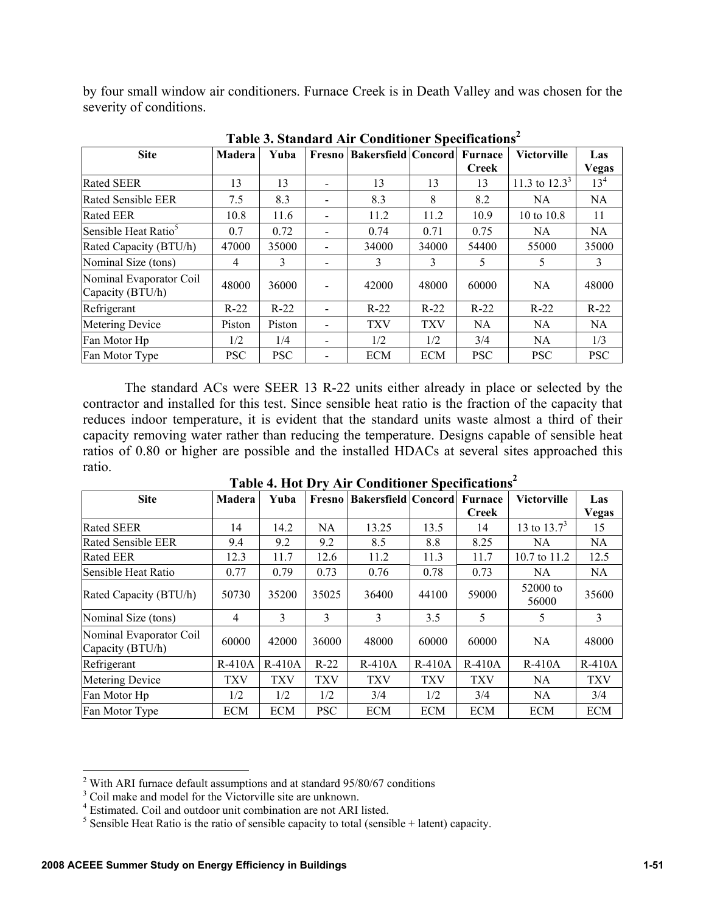by four small window air conditioners. Furnace Creek is in Death Valley and was chosen for the severity of conditions.

**Table 3. Standard Air Conditioner Specifications[2]**

| Site | Madera | Yuba | Fresno | Bakersfield | Concord | Furnace Creek | Victorville | Las Vegas |
|---|---|---|---|---|---|---|---|---|
| Rated SEER | 13 | 13 | - | 13 | 13 | 13 | 11.3 to 12.3[3] | 13[4] |
| Rated Sensible EER | 7.5 | 8.3 | - | 8.3 | 8 | 8.2 | NA | NA |
| Rated EER | 10.8 | 11.6 | - | 11.2 | 11.2 | 10.9 | 10 to 10.8 | 11 |
| Sensible Heat Ratio[5] | 0.7 | 0.72 | - | 0.74 | 0.71 | 0.75 | NA | NA |
| Rated Capacity (BTU/h) | 47000 | 35000 | - | 34000 | 34000 | 54400 | 55000 | 35000 |
| Nominal Size (tons) | 4 | 3 | - | 3 | 3 | 5 | 5 | 3 |
| Nominal Evaporator Coil Capacity (BTU/h) | 48000 | 36000 | - | 42000 | 48000 | 60000 | NA | 48000 |
| Refrigerant | R-22 | R-22 | - | R-22 | R-22 | R-22 | R-22 | R-22 |
| Metering Device | Piston | Piston | - | TXV | TXV | NA | NA | NA |
| Fan Motor Hp | 1/2 | 1/4 | - | 1/2 | 1/2 | 3/4 | NA | 1/3 |
| Fan Motor Type | PSC | PSC | - | ECM | ECM | PSC | PSC | PSC |

The standard ACs were SEER 13 R-22 units either already in place or selected by the contractor and installed for this test. Since sensible heat ratio is the fraction of the capacity that reduces indoor temperature, it is evident that the standard units waste almost a third of their capacity removing water rather than reducing the temperature. Designs capable of sensible heat ratios of 0.80 or higher are possible and the installed HDACs at several sites approached this ratio.

**Table 4. Hot Dry Air Conditioner Specifications[2]**

| Site | Madera | Yuba | Fresno | Bakersfield | Concord | Furnace Creek | Victorville | Las Vegas |
|---|---|---|---|---|---|---|---|---|
| Rated SEER | 14 | 14.2 | NA | 13.25 | 13.5 | 14 | 13 to 13.7[3] | 15 |
| Rated Sensible EER | 9.4 | 9.2 | 9.2 | 8.5 | 8.8 | 8.25 | NA | NA |
| Rated EER | 12.3 | 11.7 | 12.6 | 11.2 | 11.3 | 11.7 | 10.7 to 11.2 | 12.5 |
| Sensible Heat Ratio | 0.77 | 0.79 | 0.73 | 0.76 | 0.78 | 0.73 | NA | NA |
| Rated Capacity (BTU/h) | 50730 | 35200 | 35025 | 36400 | 44100 | 59000 | 52000 to 56000 | 35600 |
| Nominal Size (tons) | 4 | 3 | 3 | 3 | 3.5 | 5 | 5 | 3 |
| Nominal Evaporator Coil Capacity (BTU/h) | 60000 | 42000 | 36000 | 48000 | 60000 | 60000 | NA | 48000 |
| Refrigerant | R-410A | R-410A | R-22 | R-410A | R-410A | R-410A | R-410A | R-410A |
| Metering Device | TXV | TXV | TXV | TXV | TXV | TXV | NA | TXV |
| Fan Motor Hp | 1/2 | 1/2 | 1/2 | 3/4 | 1/2 | 3/4 | NA | 3/4 |
| Fan Motor Type | ECM | ECM | PSC | ECM | ECM | ECM | ECM | ECM |

---

[2] With ARI furnace default assumptions and at standard 95/80/67 conditions

[3] Coil make and model for the Victorville site are unknown.

[4] Estimated. Coil and outdoor unit combination are not ARI listed.

[5] Sensible Heat Ratio is the ratio of sensible capacity to total (sensible + latent) capacity.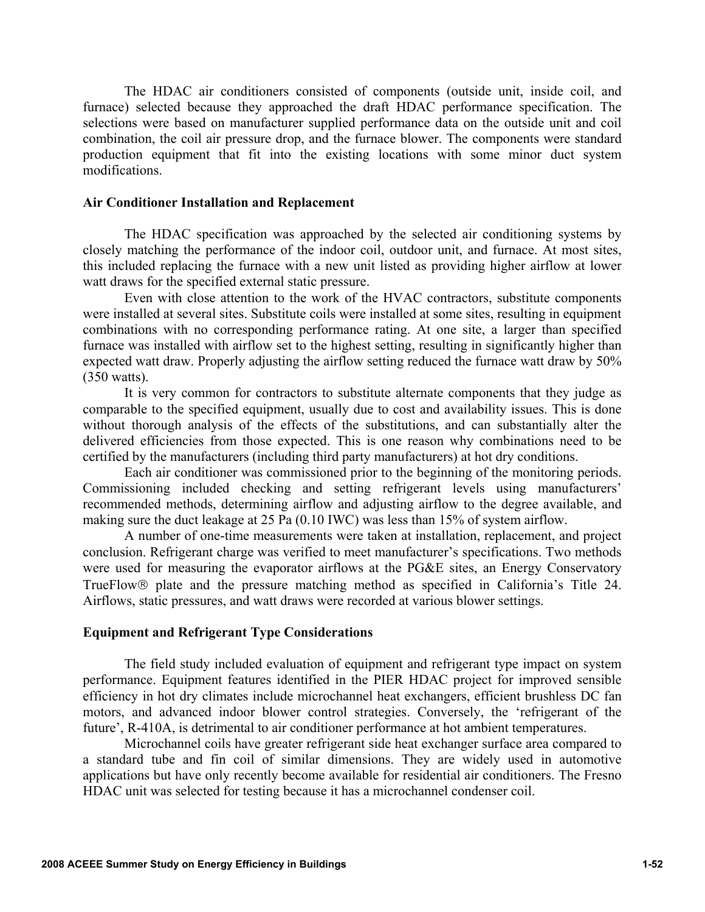The HDAC air conditioners consisted of components (outside unit, inside coil, and furnace) selected because they approached the draft HDAC performance specification. The selections were based on manufacturer supplied performance data on the outside unit and coil combination, the coil air pressure drop, and the furnace blower. The components were standard production equipment that fit into the existing locations with some minor duct system modifications.

### Air Conditioner Installation and Replacement

The HDAC specification was approached by the selected air conditioning systems by closely matching the performance of the indoor coil, outdoor unit, and furnace. At most sites, this included replacing the furnace with a new unit listed as providing higher airflow at lower watt draws for the specified external static pressure.

Even with close attention to the work of the HVAC contractors, substitute components were installed at several sites. Substitute coils were installed at some sites, resulting in equipment combinations with no corresponding performance rating. At one site, a larger than specified furnace was installed with airflow set to the highest setting, resulting in significantly higher than expected watt draw. Properly adjusting the airflow setting reduced the furnace watt draw by 50% (350 watts).

It is very common for contractors to substitute alternate components that they judge as comparable to the specified equipment, usually due to cost and availability issues. This is done without thorough analysis of the effects of the substitutions, and can substantially alter the delivered efficiencies from those expected. This is one reason why combinations need to be certified by the manufacturers (including third party manufacturers) at hot dry conditions.

Each air conditioner was commissioned prior to the beginning of the monitoring periods. Commissioning included checking and setting refrigerant levels using manufacturers' recommended methods, determining airflow and adjusting airflow to the degree available, and making sure the duct leakage at 25 Pa (0.10 IWC) was less than 15% of system airflow.

A number of one-time measurements were taken at installation, replacement, and project conclusion. Refrigerant charge was verified to meet manufacturer's specifications. Two methods were used for measuring the evaporator airflows at the PG&E sites, an Energy Conservatory TrueFlow® plate and the pressure matching method as specified in California's Title 24. Airflows, static pressures, and watt draws were recorded at various blower settings.

### Equipment and Refrigerant Type Considerations

The field study included evaluation of equipment and refrigerant type impact on system performance. Equipment features identified in the PIER HDAC project for improved sensible efficiency in hot dry climates include microchannel heat exchangers, efficient brushless DC fan motors, and advanced indoor blower control strategies. Conversely, the 'refrigerant of the future', R-410A, is detrimental to air conditioner performance at hot ambient temperatures.

Microchannel coils have greater refrigerant side heat exchanger surface area compared to a standard tube and fin coil of similar dimensions. They are widely used in automotive applications but have only recently become available for residential air conditioners. The Fresno HDAC unit was selected for testing because it has a microchannel condenser coil.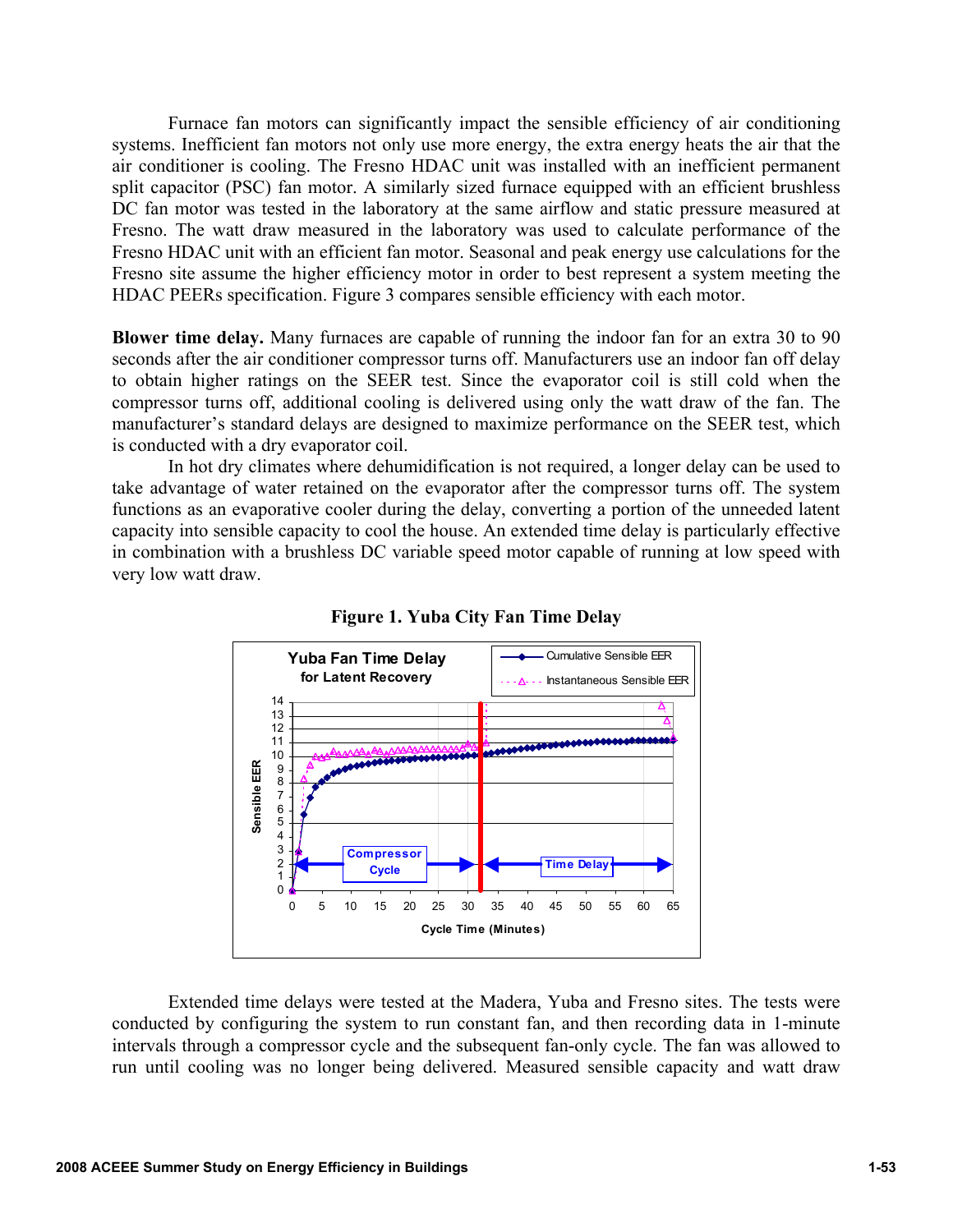Furnace fan motors can significantly impact the sensible efficiency of air conditioning systems. Inefficient fan motors not only use more energy, the extra energy heats the air that the air conditioner is cooling. The Fresno HDAC unit was installed with an inefficient permanent split capacitor (PSC) fan motor. A similarly sized furnace equipped with an efficient brushless DC fan motor was tested in the laboratory at the same airflow and static pressure measured at Fresno. The watt draw measured in the laboratory was used to calculate performance of the Fresno HDAC unit with an efficient fan motor. Seasonal and peak energy use calculations for the Fresno site assume the higher efficiency motor in order to best represent a system meeting the HDAC PEERs specification. Figure 3 compares sensible efficiency with each motor.

**Blower time delay.** Many furnaces are capable of running the indoor fan for an extra 30 to 90 seconds after the air conditioner compressor turns off. Manufacturers use an indoor fan off delay to obtain higher ratings on the SEER test. Since the evaporator coil is still cold when the compressor turns off, additional cooling is delivered using only the watt draw of the fan. The manufacturer's standard delays are designed to maximize performance on the SEER test, which is conducted with a dry evaporator coil.

In hot dry climates where dehumidification is not required, a longer delay can be used to take advantage of water retained on the evaporator after the compressor turns off. The system functions as an evaporative cooler during the delay, converting a portion of the unneeded latent capacity into sensible capacity to cool the house. An extended time delay is particularly effective in combination with a brushless DC variable speed motor capable of running at low speed with very low watt draw.

**Figure 1. Yuba City Fan Time Delay**

Extended time delays were tested at the Madera, Yuba and Fresno sites. The tests were conducted by configuring the system to run constant fan, and then recording data in 1-minute intervals through a compressor cycle and the subsequent fan-only cycle. The fan was allowed to run until cooling was no longer being delivered. Measured sensible capacity and watt draw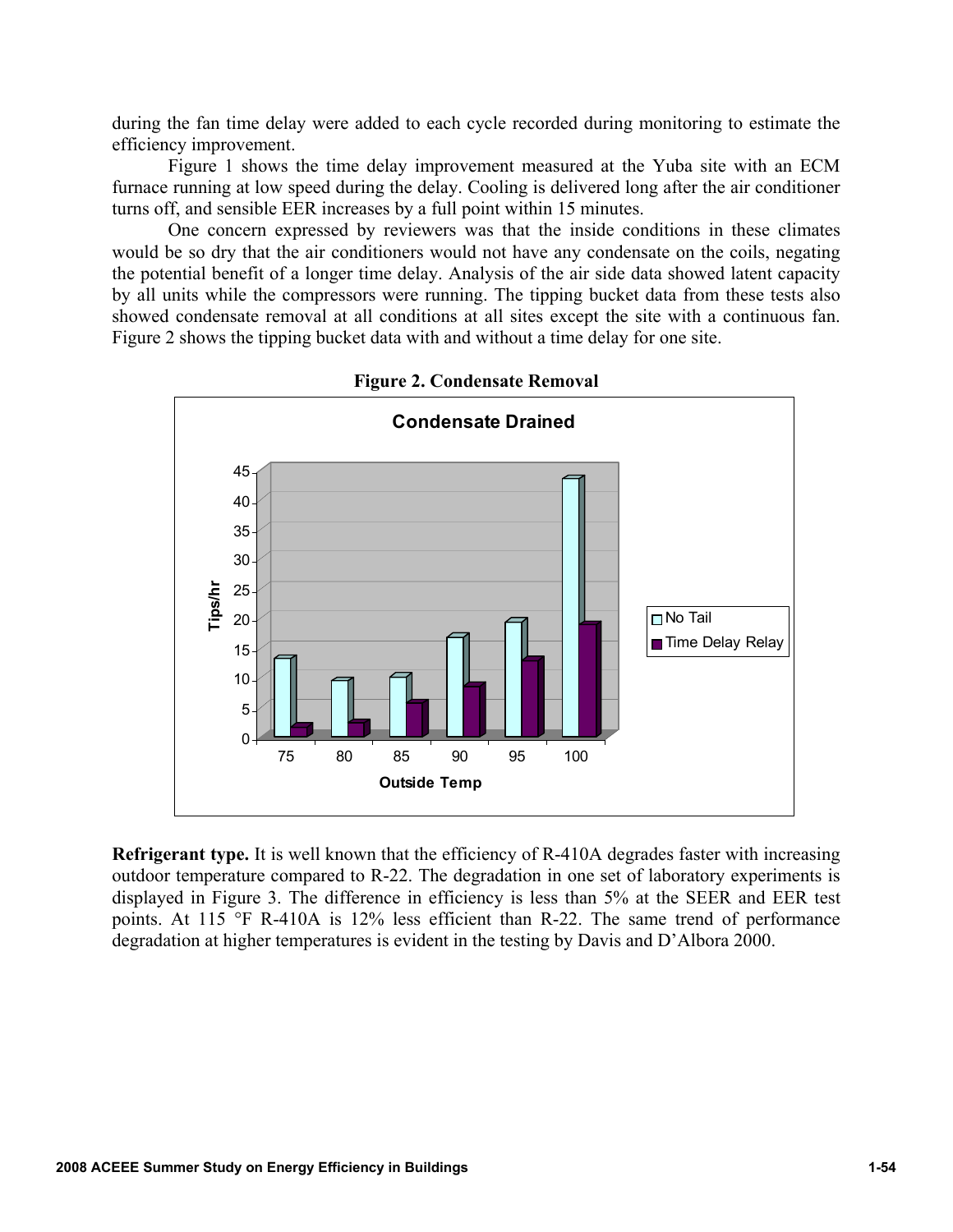during the fan time delay were added to each cycle recorded during monitoring to estimate the efficiency improvement.

Figure 1 shows the time delay improvement measured at the Yuba site with an ECM furnace running at low speed during the delay. Cooling is delivered long after the air conditioner turns off, and sensible EER increases by a full point within 15 minutes.

One concern expressed by reviewers was that the inside conditions in these climates would be so dry that the air conditioners would not have any condensate on the coils, negating the potential benefit of a longer time delay. Analysis of the air side data showed latent capacity by all units while the compressors were running. The tipping bucket data from these tests also showed condensate removal at all conditions at all sites except the site with a continuous fan. Figure 2 shows the tipping bucket data with and without a time delay for one site.

**Figure 2. Condensate Removal**

**Refrigerant type.** It is well known that the efficiency of R-410A degrades faster with increasing outdoor temperature compared to R-22. The degradation in one set of laboratory experiments is displayed in Figure 3. The difference in efficiency is less than 5% at the SEER and EER test points. At 115 °F R-410A is 12% less efficient than R-22. The same trend of performance degradation at higher temperatures is evident in the testing by Davis and D'Albora 2000.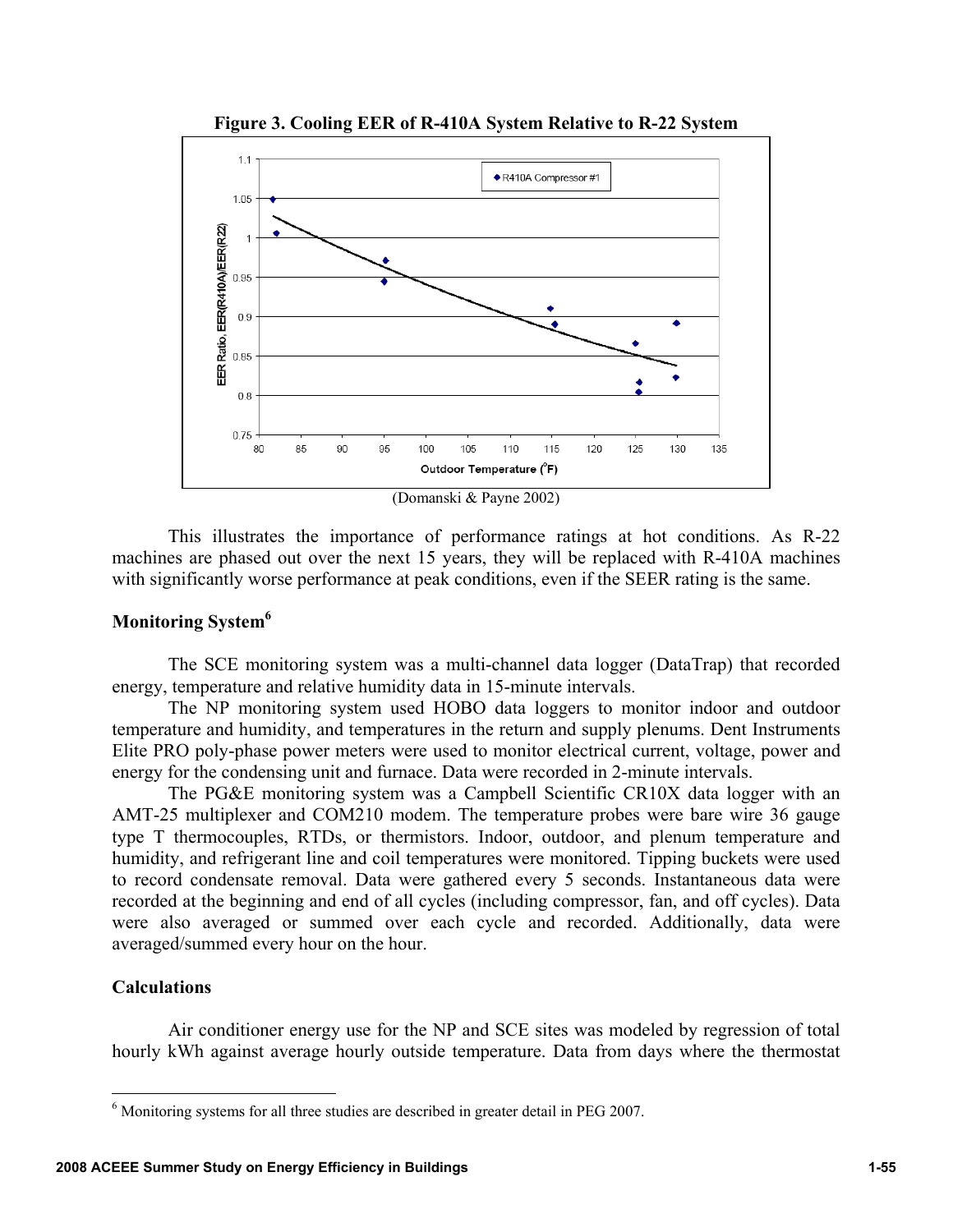**Figure 3. Cooling EER of R-410A System Relative to R-22 System**

(Domanski & Payne 2002)

This illustrates the importance of performance ratings at hot conditions. As R-22 machines are phased out over the next 15 years, they will be replaced with R-410A machines with significantly worse performance at peak conditions, even if the SEER rating is the same.

### Monitoring System[6]

The SCE monitoring system was a multi-channel data logger (DataTrap) that recorded energy, temperature and relative humidity data in 15-minute intervals.

The NP monitoring system used HOBO data loggers to monitor indoor and outdoor temperature and humidity, and temperatures in the return and supply plenums. Dent Instruments Elite PRO poly-phase power meters were used to monitor electrical current, voltage, power and energy for the condensing unit and furnace. Data were recorded in 2-minute intervals.

The PG&E monitoring system was a Campbell Scientific CR10X data logger with an AMT-25 multiplexer and COM210 modem. The temperature probes were bare wire 36 gauge type T thermocouples, RTDs, or thermistors. Indoor, outdoor, and plenum temperature and humidity, and refrigerant line and coil temperatures were monitored. Tipping buckets were used to record condensate removal. Data were gathered every 5 seconds. Instantaneous data were recorded at the beginning and end of all cycles (including compressor, fan, and off cycles). Data were also averaged or summed over each cycle and recorded. Additionally, data were averaged/summed every hour on the hour.

### Calculations

Air conditioner energy use for the NP and SCE sites was modeled by regression of total hourly kWh against average hourly outside temperature. Data from days where the thermostat

---

[6] Monitoring systems for all three studies are described in greater detail in PEG 2007.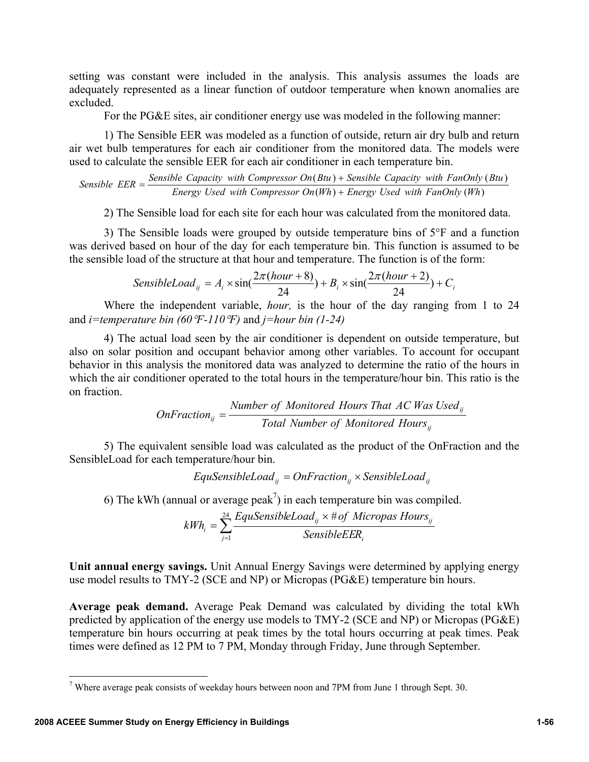setting was constant were included in the analysis. This analysis assumes the loads are adequately represented as a linear function of outdoor temperature when known anomalies are excluded.

For the PG&E sites, air conditioner energy use was modeled in the following manner:

1) The Sensible EER was modeled as a function of outside, return air dry bulb and return air wet bulb temperatures for each air conditioner from the monitored data. The models were used to calculate the sensible EER for each air conditioner in each temperature bin.

$$Sensible\ EER = \frac{Sensible\ Capacity\ with\ Compressor\ On(Btu) + Sensible\ Capacity\ with\ FanOnly\ (Btu)}{Energy\ Used\ with\ Compressor\ On(Wh) + Energy\ Used\ with\ FanOnly\ (Wh)}$$

2) The Sensible load for each site for each hour was calculated from the monitored data.

3) The Sensible loads were grouped by outside temperature bins of 5°F and a function was derived based on hour of the day for each temperature bin. This function is assumed to be the sensible load of the structure at that hour and temperature. The function is of the form:

$$SensibleLoad_{ij} = A_i \times \sin\left(\frac{2\pi(hour+8)}{24}\right) + B_i \times \sin\left(\frac{2\pi(hour+2)}{24}\right) + C_i$$

Where the independent variable, *hour,* is the hour of the day ranging from 1 to 24 and *i=temperature bin (60°F-110°F)* and *j=hour bin (1-24)*

4) The actual load seen by the air conditioner is dependent on outside temperature, but also on solar position and occupant behavior among other variables. To account for occupant behavior in this analysis the monitored data was analyzed to determine the ratio of the hours in which the air conditioner operated to the total hours in the temperature/hour bin. This ratio is the on fraction.

$$OnFraction_{ij} = \frac{Number\ of\ Monitored\ Hours\ That\ AC\ Was\ Used_{ij}}{Total\ Number\ of\ Monitored\ Hours_{ij}}$$

5) The equivalent sensible load was calculated as the product of the OnFraction and the SensibleLoad for each temperature/hour bin.

$$EquSensibleLoad_{ij} = OnFraction_{ij} \times SensibleLoad_{ij}$$

6) The kWh (annual or average peak[7]) in each temperature bin was compiled.

$$kWh_i = \sum_{j=1}^{24} \frac{EquSensibleLoad_{ij} \times \#of\ Micropas\ Hours_{ij}}{SensibleEER_i}$$

**Unit annual energy savings.** Unit Annual Energy Savings were determined by applying energy use model results to TMY-2 (SCE and NP) or Micropas (PG&E) temperature bin hours.

**Average peak demand.** Average Peak Demand was calculated by dividing the total kWh predicted by application of the energy use models to TMY-2 (SCE and NP) or Micropas (PG&E) temperature bin hours occurring at peak times by the total hours occurring at peak times. Peak times were defined as 12 PM to 7 PM, Monday through Friday, June through September.

---

[7] Where average peak consists of weekday hours between noon and 7PM from June 1 through Sept. 30.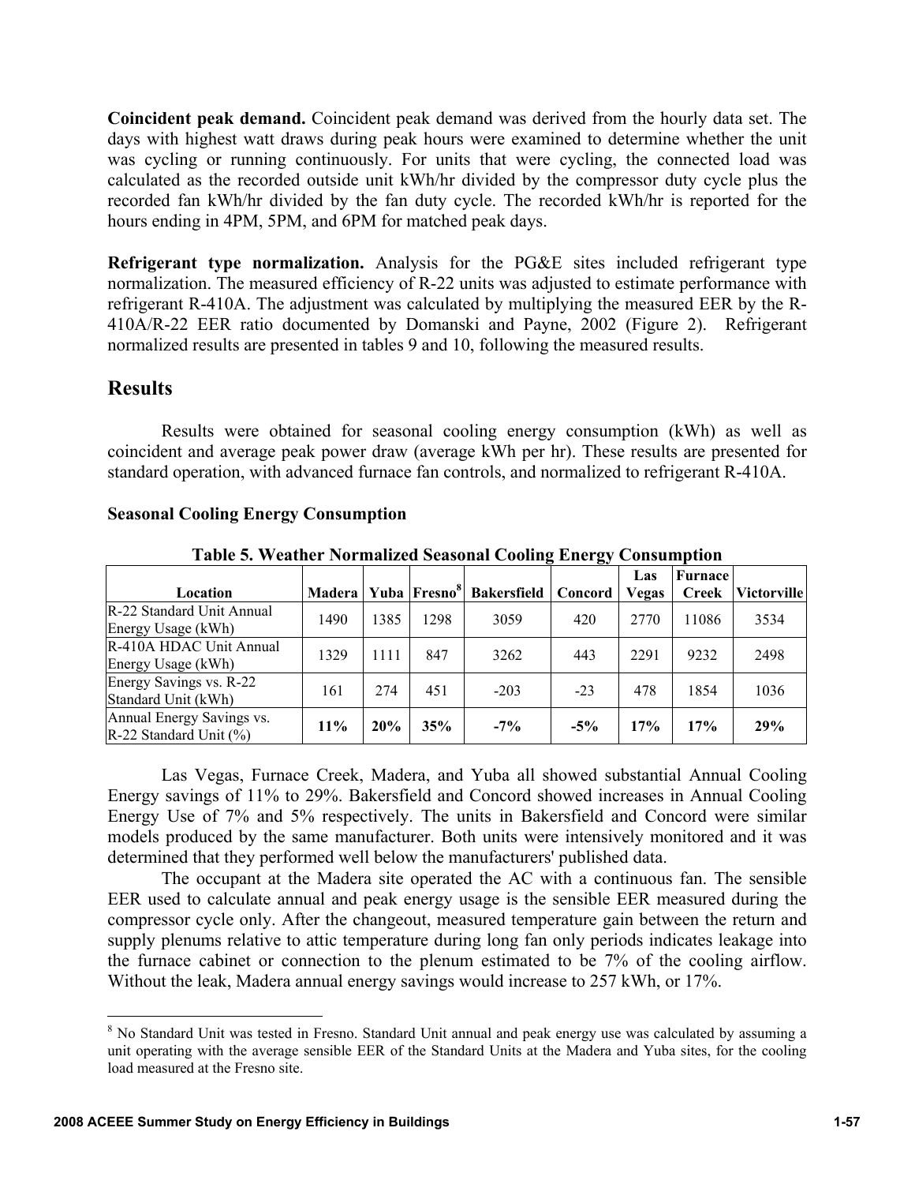**Coincident peak demand.** Coincident peak demand was derived from the hourly data set. The days with highest watt draws during peak hours were examined to determine whether the unit was cycling or running continuously. For units that were cycling, the connected load was calculated as the recorded outside unit kWh/hr divided by the compressor duty cycle plus the recorded fan kWh/hr divided by the fan duty cycle. The recorded kWh/hr is reported for the hours ending in 4PM, 5PM, and 6PM for matched peak days.

**Refrigerant type normalization.** Analysis for the PG&E sites included refrigerant type normalization. The measured efficiency of R-22 units was adjusted to estimate performance with refrigerant R-410A. The adjustment was calculated by multiplying the measured EER by the R-410A/R-22 EER ratio documented by Domanski and Payne, 2002 (Figure 2). Refrigerant normalized results are presented in tables 9 and 10, following the measured results.

## Results

Results were obtained for seasonal cooling energy consumption (kWh) as well as coincident and average peak power draw (average kWh per hr). These results are presented for standard operation, with advanced furnace fan controls, and normalized to refrigerant R-410A.

### Seasonal Cooling Energy Consumption

**Table 5. Weather Normalized Seasonal Cooling Energy Consumption**

| Location | Madera | Yuba | Fresno[8] | Bakersfield | Concord | Las Vegas | Furnace Creek | Victorville |
|---|---|---|---|---|---|---|---|---|
| R-22 Standard Unit Annual Energy Usage (kWh) | 1490 | 1385 | 1298 | 3059 | 420 | 2770 | 11086 | 3534 |
| R-410A HDAC Unit Annual Energy Usage (kWh) | 1329 | 1111 | 847 | 3262 | 443 | 2291 | 9232 | 2498 |
| Energy Savings vs. R-22 Standard Unit (kWh) | 161 | 274 | 451 | -203 | -23 | 478 | 1854 | 1036 |
| Annual Energy Savings vs. R-22 Standard Unit (%) | **11%** | **20%** | **35%** | **-7%** | **-5%** | **17%** | **17%** | **29%** |

Las Vegas, Furnace Creek, Madera, and Yuba all showed substantial Annual Cooling Energy savings of 11% to 29%. Bakersfield and Concord showed increases in Annual Cooling Energy Use of 7% and 5% respectively. The units in Bakersfield and Concord were similar models produced by the same manufacturer. Both units were intensively monitored and it was determined that they performed well below the manufacturers' published data.

The occupant at the Madera site operated the AC with a continuous fan. The sensible EER used to calculate annual and peak energy usage is the sensible EER measured during the compressor cycle only. After the changeout, measured temperature gain between the return and supply plenums relative to attic temperature during long fan only periods indicates leakage into the furnace cabinet or connection to the plenum estimated to be 7% of the cooling airflow. Without the leak, Madera annual energy savings would increase to 257 kWh, or 17%.

[8] No Standard Unit was tested in Fresno. Standard Unit annual and peak energy use was calculated by assuming a unit operating with the average sensible EER of the Standard Units at the Madera and Yuba sites, for the cooling load measured at the Fresno site.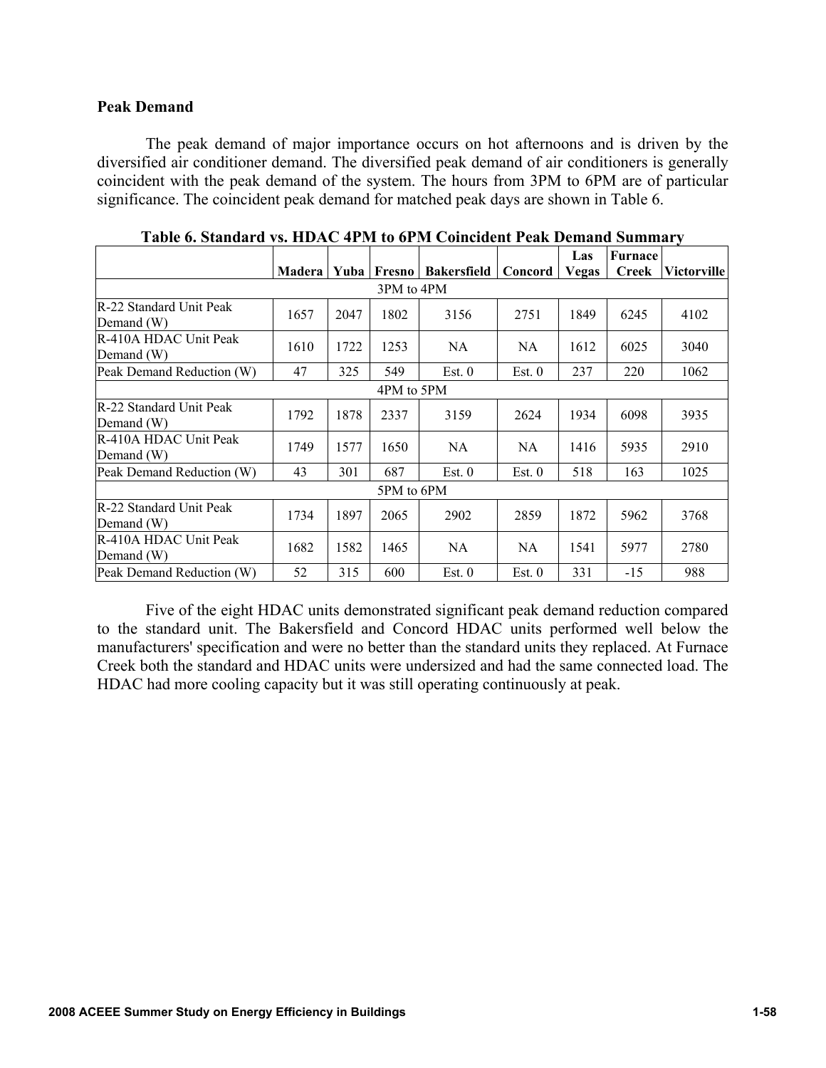### Peak Demand

The peak demand of major importance occurs on hot afternoons and is driven by the diversified air conditioner demand. The diversified peak demand of air conditioners is generally coincident with the peak demand of the system. The hours from 3PM to 6PM are of particular significance. The coincident peak demand for matched peak days are shown in Table 6.

**Table 6. Standard vs. HDAC 4PM to 6PM Coincident Peak Demand Summary**

| | Madera | Yuba | Fresno | Bakersfield | Concord | Las Vegas | Furnace Creek | Victorville |
|---|---|---|---|---|---|---|---|---|
| 3PM to 4PM | | | | | | | | |
| R-22 Standard Unit Peak Demand (W) | 1657 | 2047 | 1802 | 3156 | 2751 | 1849 | 6245 | 4102 |
| R-410A HDAC Unit Peak Demand (W) | 1610 | 1722 | 1253 | NA | NA | 1612 | 6025 | 3040 |
| Peak Demand Reduction (W) | 47 | 325 | 549 | Est. 0 | Est. 0 | 237 | 220 | 1062 |
| 4PM to 5PM | | | | | | | | |
| R-22 Standard Unit Peak Demand (W) | 1792 | 1878 | 2337 | 3159 | 2624 | 1934 | 6098 | 3935 |
| R-410A HDAC Unit Peak Demand (W) | 1749 | 1577 | 1650 | NA | NA | 1416 | 5935 | 2910 |
| Peak Demand Reduction (W) | 43 | 301 | 687 | Est. 0 | Est. 0 | 518 | 163 | 1025 |
| 5PM to 6PM | | | | | | | | |
| R-22 Standard Unit Peak Demand (W) | 1734 | 1897 | 2065 | 2902 | 2859 | 1872 | 5962 | 3768 |
| R-410A HDAC Unit Peak Demand (W) | 1682 | 1582 | 1465 | NA | NA | 1541 | 5977 | 2780 |
| Peak Demand Reduction (W) | 52 | 315 | 600 | Est. 0 | Est. 0 | 331 | -15 | 988 |

Five of the eight HDAC units demonstrated significant peak demand reduction compared to the standard unit. The Bakersfield and Concord HDAC units performed well below the manufacturers' specification and were no better than the standard units they replaced. At Furnace Creek both the standard and HDAC units were undersized and had the same connected load. The HDAC had more cooling capacity but it was still operating continuously at peak.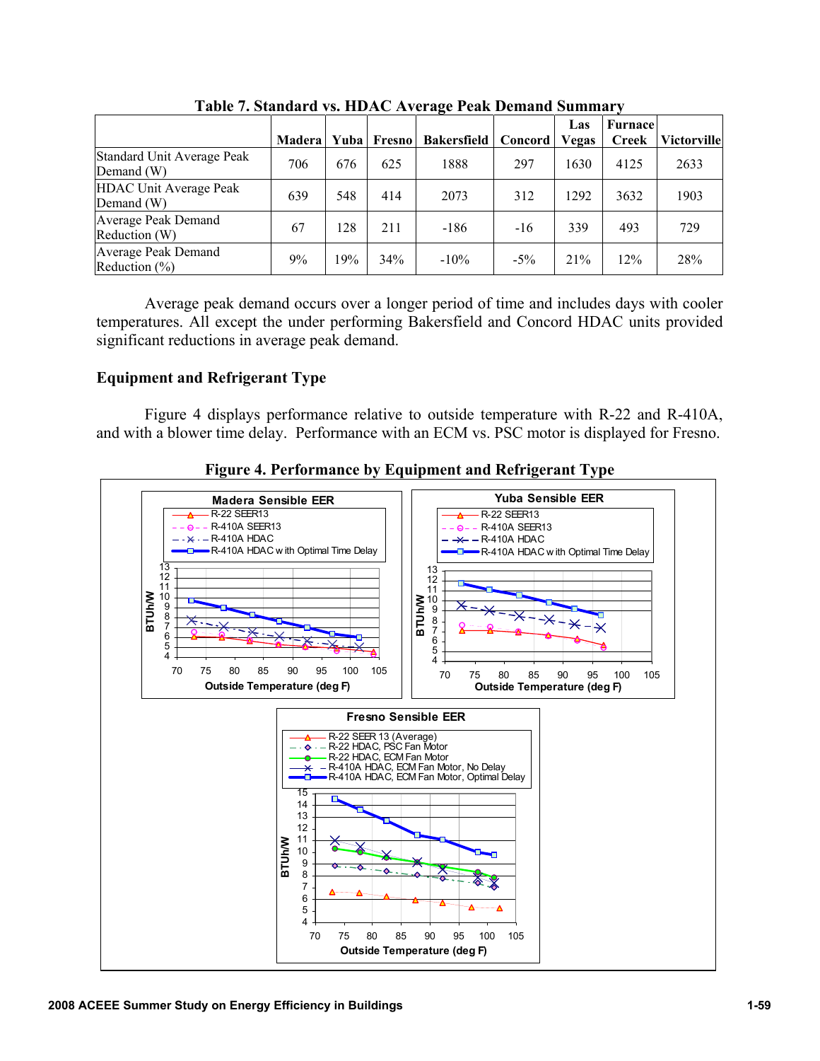**Table 7. Standard vs. HDAC Average Peak Demand Summary**

| | Madera | Yuba | Fresno | Bakersfield | Concord | Las Vegas | Furnace Creek | Victorville |
|---|---|---|---|---|---|---|---|---|
| Standard Unit Average Peak Demand (W) | 706 | 676 | 625 | 1888 | 297 | 1630 | 4125 | 2633 |
| HDAC Unit Average Peak Demand (W) | 639 | 548 | 414 | 2073 | 312 | 1292 | 3632 | 1903 |
| Average Peak Demand Reduction (W) | 67 | 128 | 211 | -186 | -16 | 339 | 493 | 729 |
| Average Peak Demand Reduction (%) | 9% | 19% | 34% | -10% | -5% | 21% | 12% | 28% |

Average peak demand occurs over a longer period of time and includes days with cooler temperatures. All except the under performing Bakersfield and Concord HDAC units provided significant reductions in average peak demand.

## Equipment and Refrigerant Type

Figure 4 displays performance relative to outside temperature with R-22 and R-410A, and with a blower time delay. Performance with an ECM vs. PSC motor is displayed for Fresno.

**Figure 4. Performance by Equipment and Refrigerant Type**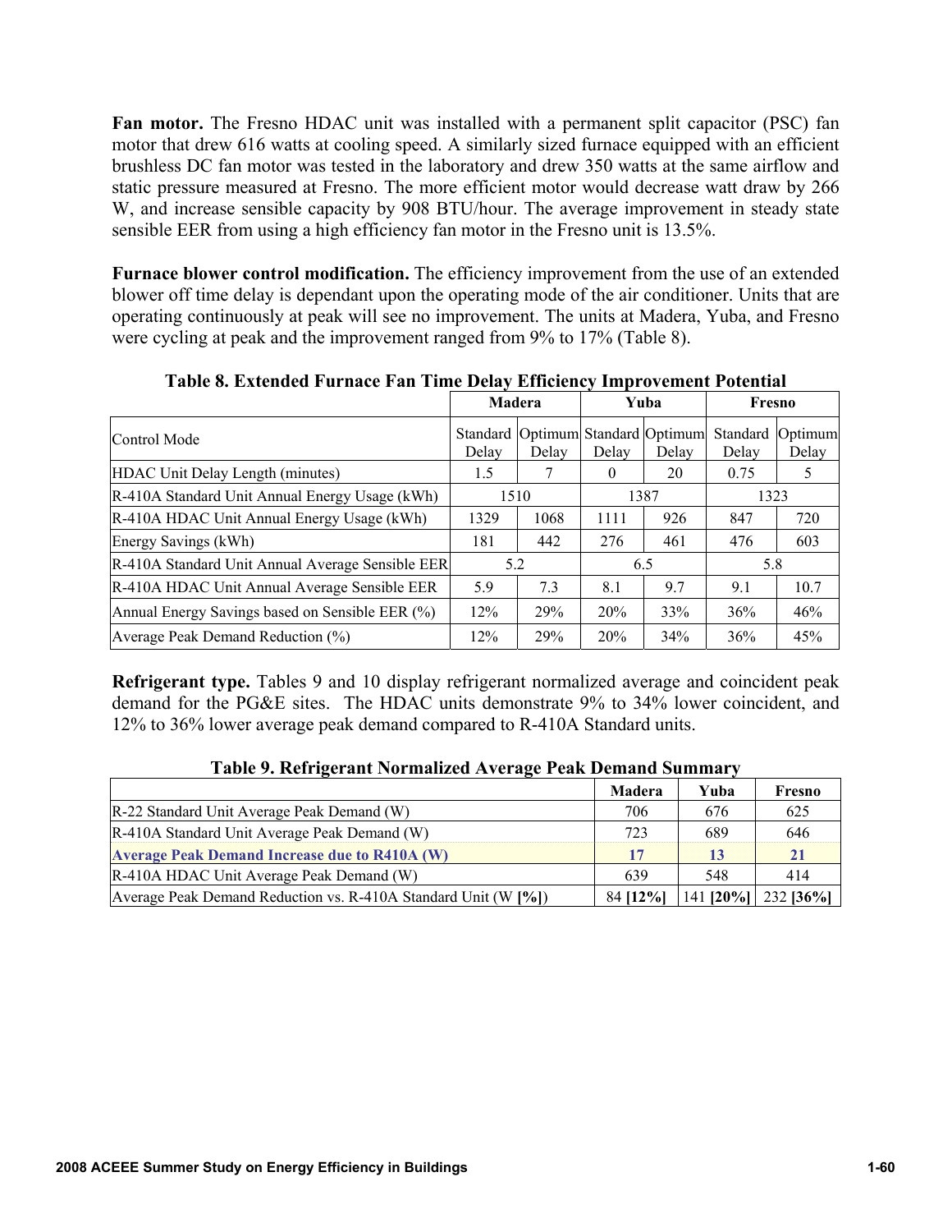**Fan motor.** The Fresno HDAC unit was installed with a permanent split capacitor (PSC) fan motor that drew 616 watts at cooling speed. A similarly sized furnace equipped with an efficient brushless DC fan motor was tested in the laboratory and drew 350 watts at the same airflow and static pressure measured at Fresno. The more efficient motor would decrease watt draw by 266 W, and increase sensible capacity by 908 BTU/hour. The average improvement in steady state sensible EER from using a high efficiency fan motor in the Fresno unit is 13.5%.

**Furnace blower control modification.** The efficiency improvement from the use of an extended blower off time delay is dependant upon the operating mode of the air conditioner. Units that are operating continuously at peak will see no improvement. The units at Madera, Yuba, and Fresno were cycling at peak and the improvement ranged from 9% to 17% (Table 8).

**Table 8. Extended Furnace Fan Time Delay Efficiency Improvement Potential**

| | Madera | | Yuba | | Fresno | |
|---|---|---|---|---|---|---|
| Control Mode | Standard Delay | Optimum Delay | Standard Delay | Optimum Delay | Standard Delay | Optimum Delay |
| HDAC Unit Delay Length (minutes) | 1.5 | 7 | 0 | 20 | 0.75 | 5 |
| R-410A Standard Unit Annual Energy Usage (kWh) | 1510 | | 1387 | | 1323 | |
| R-410A HDAC Unit Annual Energy Usage (kWh) | 1329 | 1068 | 1111 | 926 | 847 | 720 |
| Energy Savings (kWh) | 181 | 442 | 276 | 461 | 476 | 603 |
| R-410A Standard Unit Annual Average Sensible EER | 5.2 | | 6.5 | | 5.8 | |
| R-410A HDAC Unit Annual Average Sensible EER | 5.9 | 7.3 | 8.1 | 9.7 | 9.1 | 10.7 |
| Annual Energy Savings based on Sensible EER (%) | 12% | 29% | 20% | 33% | 36% | 46% |
| Average Peak Demand Reduction (%) | 12% | 29% | 20% | 34% | 36% | 45% |

**Refrigerant type.** Tables 9 and 10 display refrigerant normalized average and coincident peak demand for the PG&E sites. The HDAC units demonstrate 9% to 34% lower coincident, and 12% to 36% lower average peak demand compared to R-410A Standard units.

**Table 9. Refrigerant Normalized Average Peak Demand Summary**

| | Madera | Yuba | Fresno |
|---|---|---|---|
| R-22 Standard Unit Average Peak Demand (W) | 706 | 676 | 625 |
| R-410A Standard Unit Average Peak Demand (W) | 723 | 689 | 646 |
| **Average Peak Demand Increase due to R410A (W)** | **17** | **13** | **21** |
| R-410A HDAC Unit Average Peak Demand (W) | 639 | 548 | 414 |
| Average Peak Demand Reduction vs. R-410A Standard Unit (W **[%]**) | 84 **[12%]** | 141 **[20%]** | 232 **[36%]** |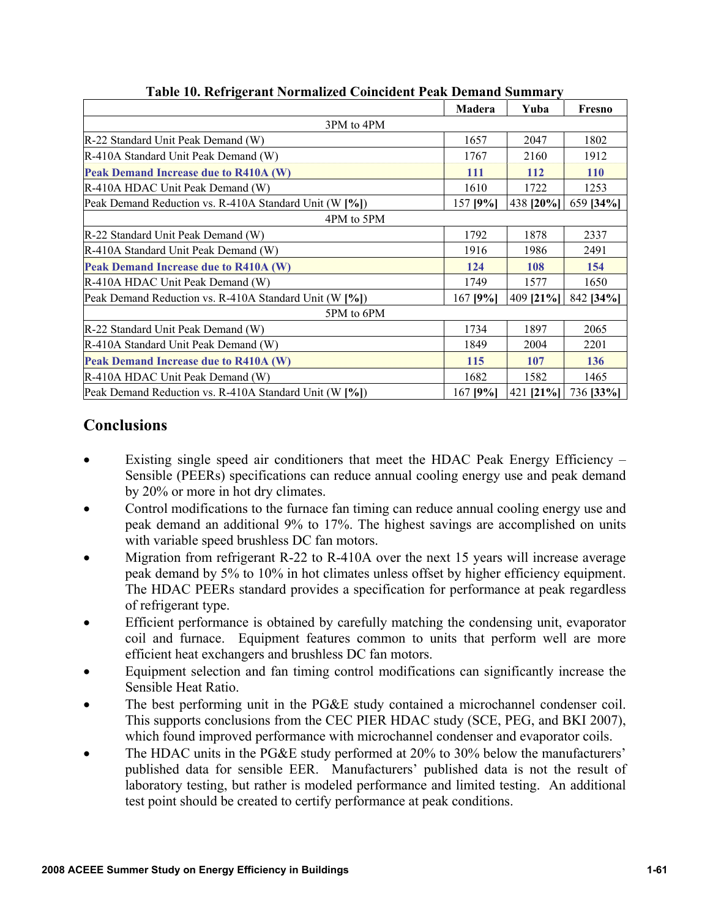**Table 10. Refrigerant Normalized Coincident Peak Demand Summary**

| | Madera | Yuba | Fresno |
|---|---|---|---|
| 3PM to 4PM | | | |
| R-22 Standard Unit Peak Demand (W) | 1657 | 2047 | 1802 |
| R-410A Standard Unit Peak Demand (W) | 1767 | 2160 | 1912 |
| **Peak Demand Increase due to R410A (W)** | **111** | **112** | **110** |
| R-410A HDAC Unit Peak Demand (W) | 1610 | 1722 | 1253 |
| Peak Demand Reduction vs. R-410A Standard Unit (W **[%]**) | 157 **[9%]** | 438 **[20%]** | 659 **[34%]** |
| 4PM to 5PM | | | |
| R-22 Standard Unit Peak Demand (W) | 1792 | 1878 | 2337 |
| R-410A Standard Unit Peak Demand (W) | 1916 | 1986 | 2491 |
| **Peak Demand Increase due to R410A (W)** | **124** | **108** | **154** |
| R-410A HDAC Unit Peak Demand (W) | 1749 | 1577 | 1650 |
| Peak Demand Reduction vs. R-410A Standard Unit (W **[%]**) | 167 **[9%]** | 409 **[21%]** | 842 **[34%]** |
| 5PM to 6PM | | | |
| R-22 Standard Unit Peak Demand (W) | 1734 | 1897 | 2065 |
| R-410A Standard Unit Peak Demand (W) | 1849 | 2004 | 2201 |
| **Peak Demand Increase due to R410A (W)** | **115** | **107** | **136** |
| R-410A HDAC Unit Peak Demand (W) | 1682 | 1582 | 1465 |
| Peak Demand Reduction vs. R-410A Standard Unit (W **[%]**) | 167 **[9%]** | 421 **[21%]** | 736 **[33%]** |

## Conclusions

- Existing single speed air conditioners that meet the HDAC Peak Energy Efficiency – Sensible (PEERs) specifications can reduce annual cooling energy use and peak demand by 20% or more in hot dry climates.
- Control modifications to the furnace fan timing can reduce annual cooling energy use and peak demand an additional 9% to 17%. The highest savings are accomplished on units with variable speed brushless DC fan motors.
- Migration from refrigerant R-22 to R-410A over the next 15 years will increase average peak demand by 5% to 10% in hot climates unless offset by higher efficiency equipment. The HDAC PEERs standard provides a specification for performance at peak regardless of refrigerant type.
- Efficient performance is obtained by carefully matching the condensing unit, evaporator coil and furnace. Equipment features common to units that perform well are more efficient heat exchangers and brushless DC fan motors.
- Equipment selection and fan timing control modifications can significantly increase the Sensible Heat Ratio.
- The best performing unit in the PG&E study contained a microchannel condenser coil. This supports conclusions from the CEC PIER HDAC study (SCE, PEG, and BKI 2007), which found improved performance with microchannel condenser and evaporator coils.
- The HDAC units in the PG&E study performed at 20% to 30% below the manufacturers' published data for sensible EER. Manufacturers' published data is not the result of laboratory testing, but rather is modeled performance and limited testing. An additional test point should be created to certify performance at peak conditions.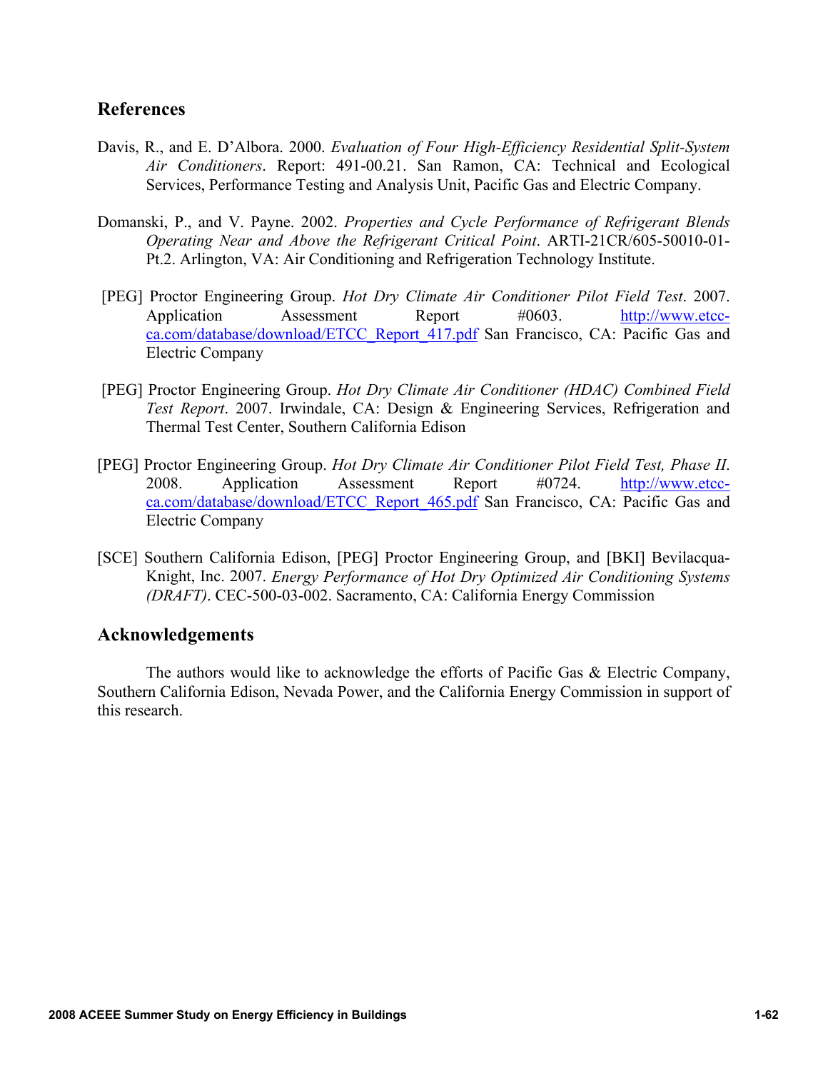## References

Davis, R., and E. D'Albora. 2000. *Evaluation of Four High-Efficiency Residential Split-System Air Conditioners*. Report: 491-00.21. San Ramon, CA: Technical and Ecological Services, Performance Testing and Analysis Unit, Pacific Gas and Electric Company.

Domanski, P., and V. Payne. 2002. *Properties and Cycle Performance of Refrigerant Blends Operating Near and Above the Refrigerant Critical Point*. ARTI-21CR/605-50010-01-Pt.2. Arlington, VA: Air Conditioning and Refrigeration Technology Institute.

[PEG] Proctor Engineering Group. *Hot Dry Climate Air Conditioner Pilot Field Test*. 2007. Application Assessment Report #0603. http://www.etcc-ca.com/database/download/ETCC_Report_417.pdf San Francisco, CA: Pacific Gas and Electric Company

[PEG] Proctor Engineering Group. *Hot Dry Climate Air Conditioner (HDAC) Combined Field Test Report*. 2007. Irwindale, CA: Design & Engineering Services, Refrigeration and Thermal Test Center, Southern California Edison

[PEG] Proctor Engineering Group. *Hot Dry Climate Air Conditioner Pilot Field Test, Phase II*. 2008. Application Assessment Report #0724. http://www.etcc-ca.com/database/download/ETCC_Report_465.pdf San Francisco, CA: Pacific Gas and Electric Company

[SCE] Southern California Edison, [PEG] Proctor Engineering Group, and [BKI] Bevilacqua-Knight, Inc. 2007. *Energy Performance of Hot Dry Optimized Air Conditioning Systems (DRAFT)*. CEC-500-03-002. Sacramento, CA: California Energy Commission

## Acknowledgements

The authors would like to acknowledge the efforts of Pacific Gas & Electric Company, Southern California Edison, Nevada Power, and the California Energy Commission in support of this research.